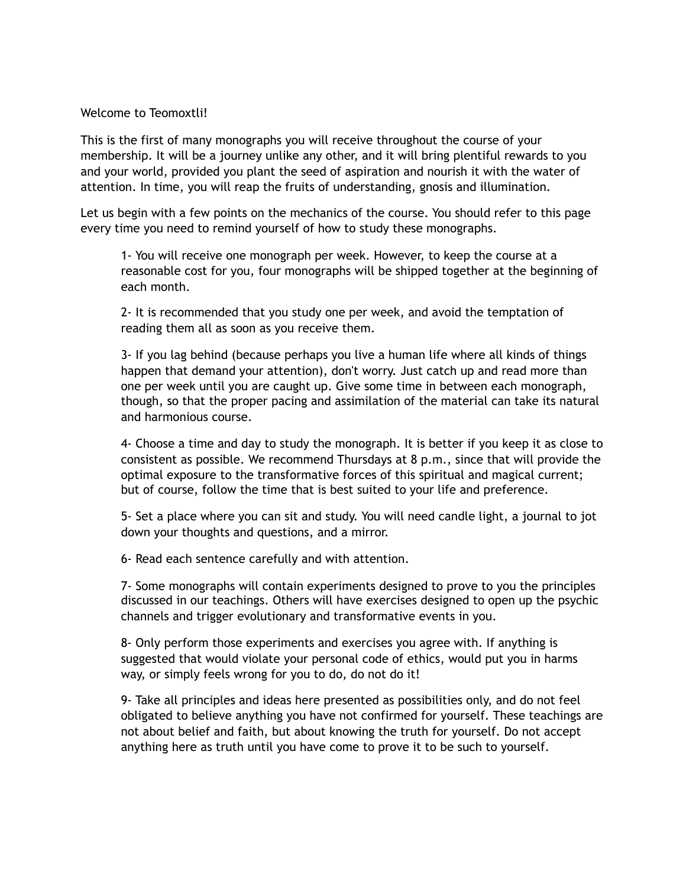Welcome to Teomoxtli!

This is the first of many monographs you will receive throughout the course of your membership. It will be a journey unlike any other, and it will bring plentiful rewards to you and your world, provided you plant the seed of aspiration and nourish it with the water of attention. In time, you will reap the fruits of understanding, gnosis and illumination.

Let us begin with a few points on the mechanics of the course. You should refer to this page every time you need to remind yourself of how to study these monographs.

> 1- You will receive one monograph per week. However, to keep the course at a reasonable cost for you, four monographs will be shipped together at the beginning of each month.
>
> 2- It is recommended that you study one per week, and avoid the temptation of reading them all as soon as you receive them.
>
> 3- If you lag behind (because perhaps you live a human life where all kinds of things happen that demand your attention), don't worry. Just catch up and read more than one per week until you are caught up. Give some time in between each monograph, though, so that the proper pacing and assimilation of the material can take its natural and harmonious course.
>
> 4- Choose a time and day to study the monograph. It is better if you keep it as close to consistent as possible. We recommend Thursdays at 8 p.m., since that will provide the optimal exposure to the transformative forces of this spiritual and magical current; but of course, follow the time that is best suited to your life and preference.
>
> 5- Set a place where you can sit and study. You will need candle light, a journal to jot down your thoughts and questions, and a mirror.
>
> 6- Read each sentence carefully and with attention.
>
> 7- Some monographs will contain experiments designed to prove to you the principles discussed in our teachings. Others will have exercises designed to open up the psychic channels and trigger evolutionary and transformative events in you.
>
> 8- Only perform those experiments and exercises you agree with. If anything is suggested that would violate your personal code of ethics, would put you in harms way, or simply feels wrong for you to do, do not do it!
>
> 9- Take all principles and ideas here presented as possibilities only, and do not feel obligated to believe anything you have not confirmed for yourself. These teachings are not about belief and faith, but about knowing the truth for yourself. Do not accept anything here as truth until you have come to prove it to be such to yourself.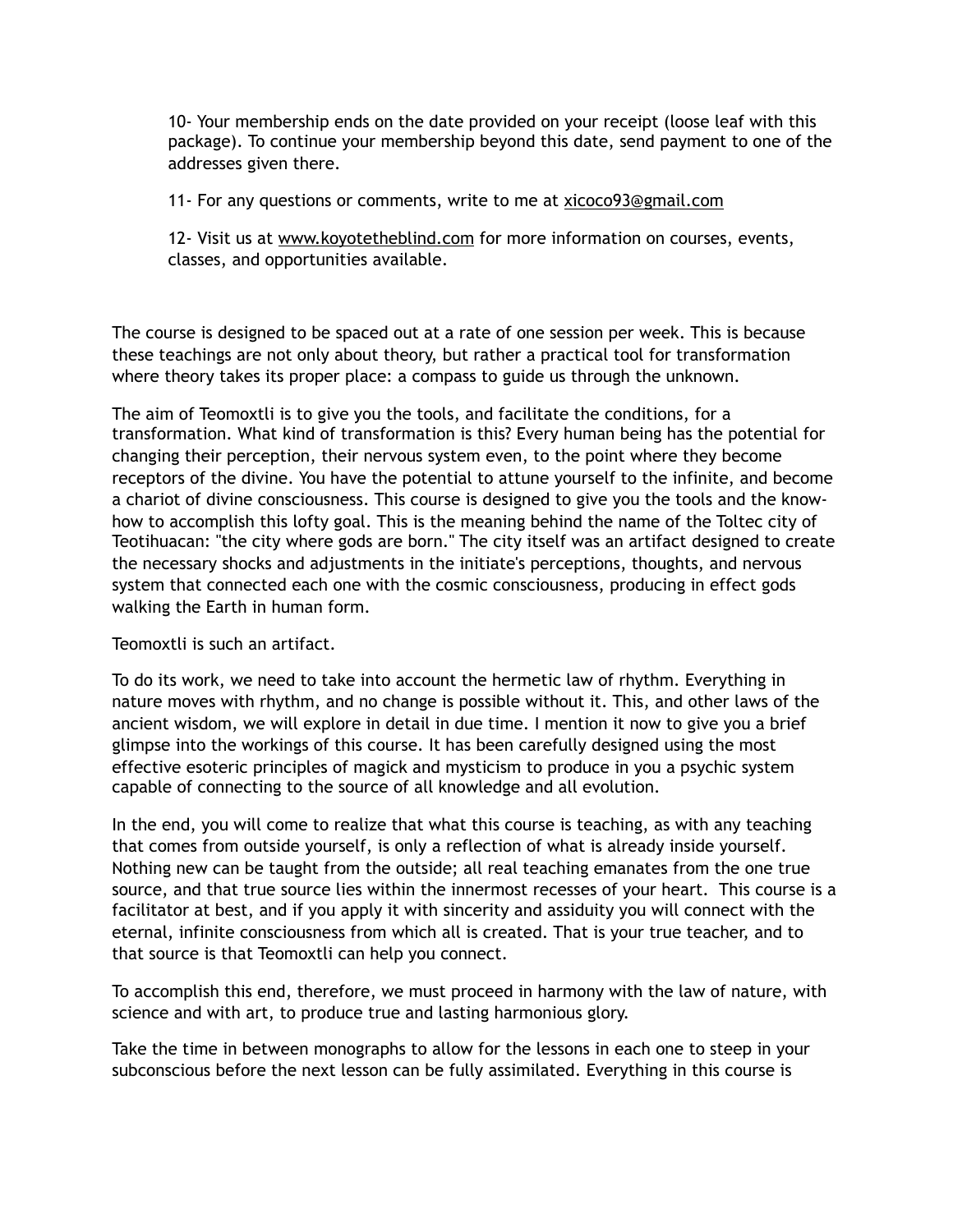10- Your membership ends on the date provided on your receipt (loose leaf with this package). To continue your membership beyond this date, send payment to one of the addresses given there.

11- For any questions or comments, write to me at xicoco93@gmail.com

12- Visit us at www.koyotetheblind.com for more information on courses, events, classes, and opportunities available.

The course is designed to be spaced out at a rate of one session per week. This is because these teachings are not only about theory, but rather a practical tool for transformation where theory takes its proper place: a compass to guide us through the unknown.

The aim of Teomoxtli is to give you the tools, and facilitate the conditions, for a transformation. What kind of transformation is this? Every human being has the potential for changing their perception, their nervous system even, to the point where they become receptors of the divine. You have the potential to attune yourself to the infinite, and become a chariot of divine consciousness. This course is designed to give you the tools and the know-how to accomplish this lofty goal. This is the meaning behind the name of the Toltec city of Teotihuacan: "the city where gods are born." The city itself was an artifact designed to create the necessary shocks and adjustments in the initiate's perceptions, thoughts, and nervous system that connected each one with the cosmic consciousness, producing in effect gods walking the Earth in human form.

Teomoxtli is such an artifact.

To do its work, we need to take into account the hermetic law of rhythm. Everything in nature moves with rhythm, and no change is possible without it. This, and other laws of the ancient wisdom, we will explore in detail in due time. I mention it now to give you a brief glimpse into the workings of this course. It has been carefully designed using the most effective esoteric principles of magick and mysticism to produce in you a psychic system capable of connecting to the source of all knowledge and all evolution.

In the end, you will come to realize that what this course is teaching, as with any teaching that comes from outside yourself, is only a reflection of what is already inside yourself. Nothing new can be taught from the outside; all real teaching emanates from the one true source, and that true source lies within the innermost recesses of your heart. This course is a facilitator at best, and if you apply it with sincerity and assiduity you will connect with the eternal, infinite consciousness from which all is created. That is your true teacher, and to that source is that Teomoxtli can help you connect.

To accomplish this end, therefore, we must proceed in harmony with the law of nature, with science and with art, to produce true and lasting harmonious glory.

Take the time in between monographs to allow for the lessons in each one to steep in your subconscious before the next lesson can be fully assimilated. Everything in this course is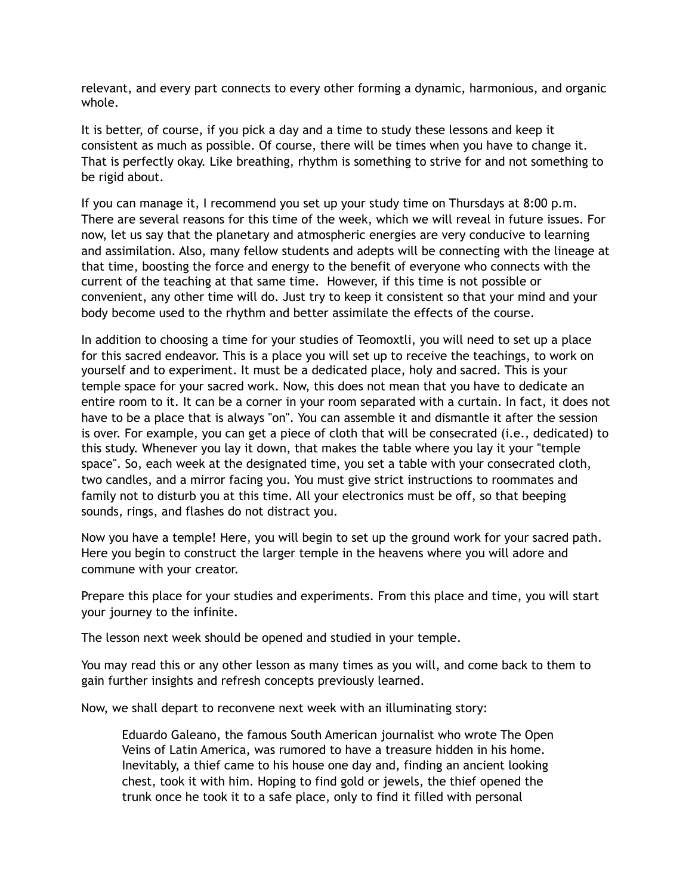relevant, and every part connects to every other forming a dynamic, harmonious, and organic whole.

It is better, of course, if you pick a day and a time to study these lessons and keep it consistent as much as possible. Of course, there will be times when you have to change it. That is perfectly okay. Like breathing, rhythm is something to strive for and not something to be rigid about.

If you can manage it, I recommend you set up your study time on Thursdays at 8:00 p.m. There are several reasons for this time of the week, which we will reveal in future issues. For now, let us say that the planetary and atmospheric energies are very conducive to learning and assimilation. Also, many fellow students and adepts will be connecting with the lineage at that time, boosting the force and energy to the benefit of everyone who connects with the current of the teaching at that same time. However, if this time is not possible or convenient, any other time will do. Just try to keep it consistent so that your mind and your body become used to the rhythm and better assimilate the effects of the course.

In addition to choosing a time for your studies of Teomoxtli, you will need to set up a place for this sacred endeavor. This is a place you will set up to receive the teachings, to work on yourself and to experiment. It must be a dedicated place, holy and sacred. This is your temple space for your sacred work. Now, this does not mean that you have to dedicate an entire room to it. It can be a corner in your room separated with a curtain. In fact, it does not have to be a place that is always "on". You can assemble it and dismantle it after the session is over. For example, you can get a piece of cloth that will be consecrated (i.e., dedicated) to this study. Whenever you lay it down, that makes the table where you lay it your "temple space". So, each week at the designated time, you set a table with your consecrated cloth, two candles, and a mirror facing you. You must give strict instructions to roommates and family not to disturb you at this time. All your electronics must be off, so that beeping sounds, rings, and flashes do not distract you.

Now you have a temple! Here, you will begin to set up the ground work for your sacred path. Here you begin to construct the larger temple in the heavens where you will adore and commune with your creator.

Prepare this place for your studies and experiments. From this place and time, you will start your journey to the infinite.

The lesson next week should be opened and studied in your temple.

You may read this or any other lesson as many times as you will, and come back to them to gain further insights and refresh concepts previously learned.

Now, we shall depart to reconvene next week with an illuminating story:

> Eduardo Galeano, the famous South American journalist who wrote The Open Veins of Latin America, was rumored to have a treasure hidden in his home. Inevitably, a thief came to his house one day and, finding an ancient looking chest, took it with him. Hoping to find gold or jewels, the thief opened the trunk once he took it to a safe place, only to find it filled with personal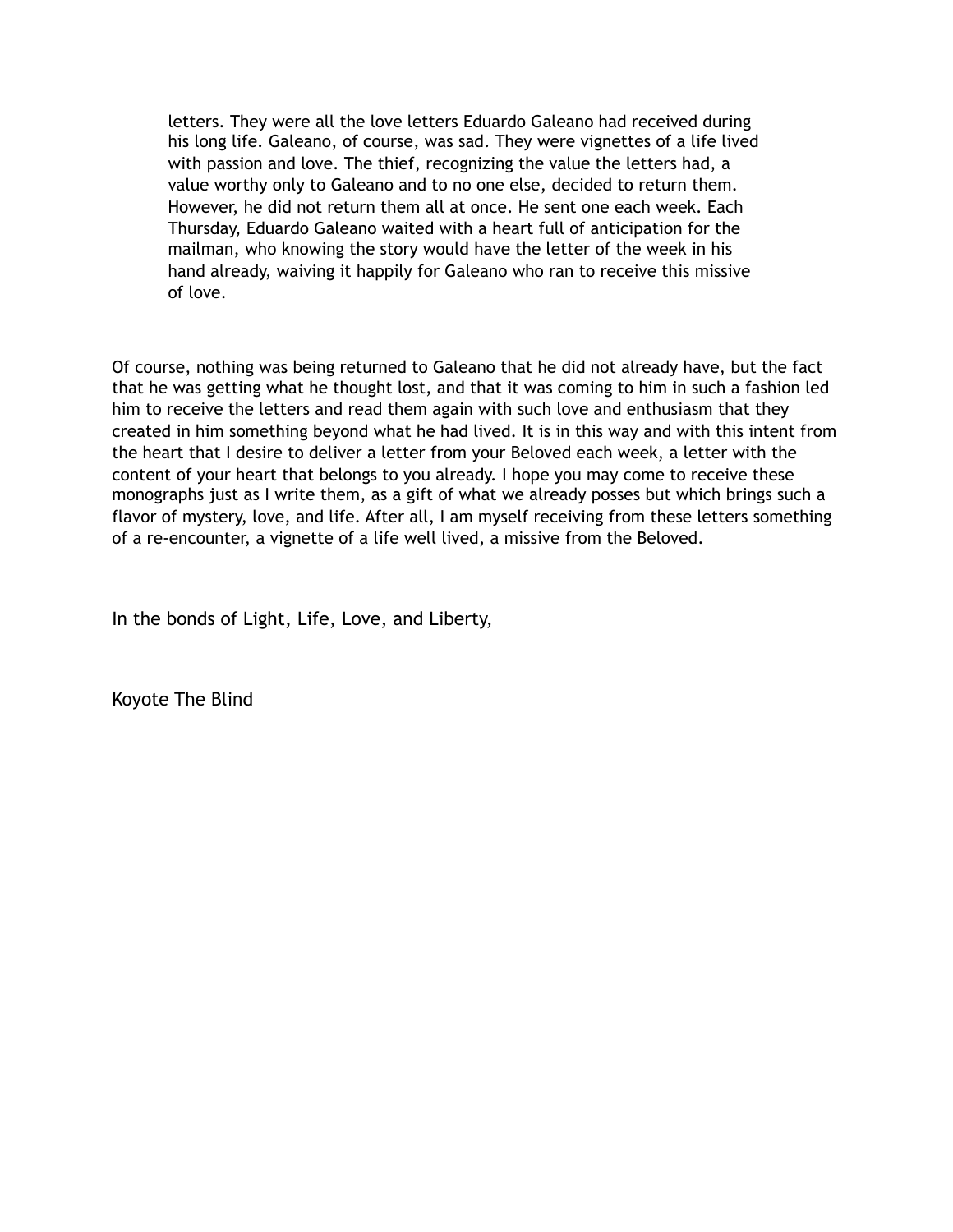> letters. They were all the love letters Eduardo Galeano had received during his long life. Galeano, of course, was sad. They were vignettes of a life lived with passion and love. The thief, recognizing the value the letters had, a value worthy only to Galeano and to no one else, decided to return them. However, he did not return them all at once. He sent one each week. Each Thursday, Eduardo Galeano waited with a heart full of anticipation for the mailman, who knowing the story would have the letter of the week in his hand already, waiving it happily for Galeano who ran to receive this missive of love.

Of course, nothing was being returned to Galeano that he did not already have, but the fact that he was getting what he thought lost, and that it was coming to him in such a fashion led him to receive the letters and read them again with such love and enthusiasm that they created in him something beyond what he had lived. It is in this way and with this intent from the heart that I desire to deliver a letter from your Beloved each week, a letter with the content of your heart that belongs to you already. I hope you may come to receive these monographs just as I write them, as a gift of what we already posses but which brings such a flavor of mystery, love, and life. After all, I am myself receiving from these letters something of a re-encounter, a vignette of a life well lived, a missive from the Beloved.

In the bonds of Light, Life, Love, and Liberty,

Koyote The Blind